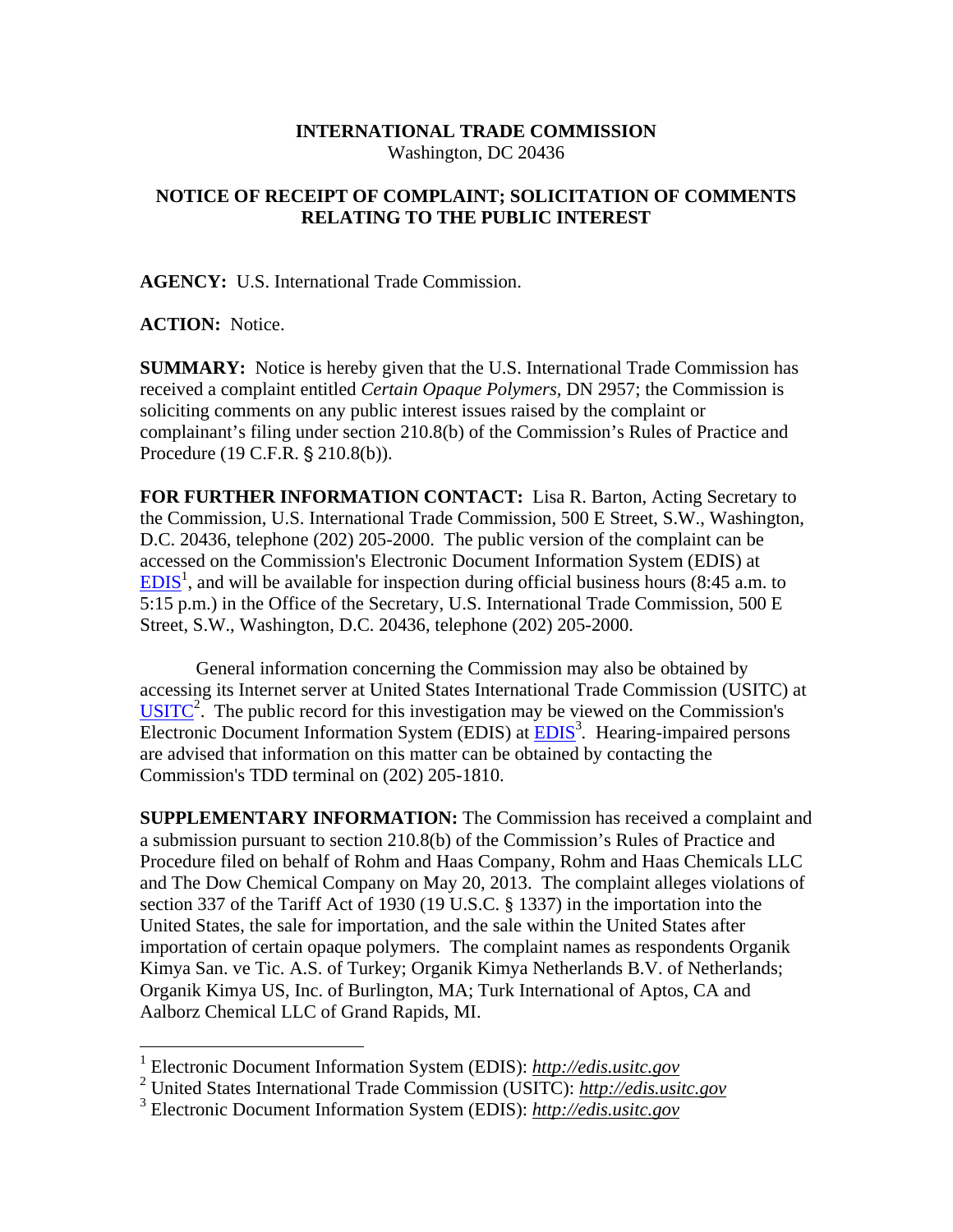**INTERNATIONAL TRADE COMMISSION**
Washington, DC 20436

**NOTICE OF RECEIPT OF COMPLAINT; SOLICITATION OF COMMENTS RELATING TO THE PUBLIC INTEREST**

**AGENCY:** U.S. International Trade Commission.

**ACTION:** Notice.

**SUMMARY:** Notice is hereby given that the U.S. International Trade Commission has received a complaint entitled *Certain Opaque Polymers,* DN 2957; the Commission is soliciting comments on any public interest issues raised by the complaint or complainant's filing under section 210.8(b) of the Commission's Rules of Practice and Procedure (19 C.F.R. § 210.8(b)).

**FOR FURTHER INFORMATION CONTACT:** Lisa R. Barton, Acting Secretary to the Commission, U.S. International Trade Commission, 500 E Street, S.W., Washington, D.C. 20436, telephone (202) 205-2000. The public version of the complaint can be accessed on the Commission's Electronic Document Information System (EDIS) at EDIS[1], and will be available for inspection during official business hours (8:45 a.m. to 5:15 p.m.) in the Office of the Secretary, U.S. International Trade Commission, 500 E Street, S.W., Washington, D.C. 20436, telephone (202) 205-2000.

General information concerning the Commission may also be obtained by accessing its Internet server at United States International Trade Commission (USITC) at USITC[2]. The public record for this investigation may be viewed on the Commission's Electronic Document Information System (EDIS) at EDIS[3]. Hearing-impaired persons are advised that information on this matter can be obtained by contacting the Commission's TDD terminal on (202) 205-1810.

**SUPPLEMENTARY INFORMATION:** The Commission has received a complaint and a submission pursuant to section 210.8(b) of the Commission's Rules of Practice and Procedure filed on behalf of Rohm and Haas Company, Rohm and Haas Chemicals LLC and The Dow Chemical Company on May 20, 2013. The complaint alleges violations of section 337 of the Tariff Act of 1930 (19 U.S.C. § 1337) in the importation into the United States, the sale for importation, and the sale within the United States after importation of certain opaque polymers. The complaint names as respondents Organik Kimya San. ve Tic. A.S. of Turkey; Organik Kimya Netherlands B.V. of Netherlands; Organik Kimya US, Inc. of Burlington, MA; Turk International of Aptos, CA and Aalborz Chemical LLC of Grand Rapids, MI.

---

[1] Electronic Document Information System (EDIS): *http://edis.usitc.gov*
[2] United States International Trade Commission (USITC): *http://edis.usitc.gov*
[3] Electronic Document Information System (EDIS): *http://edis.usitc.gov*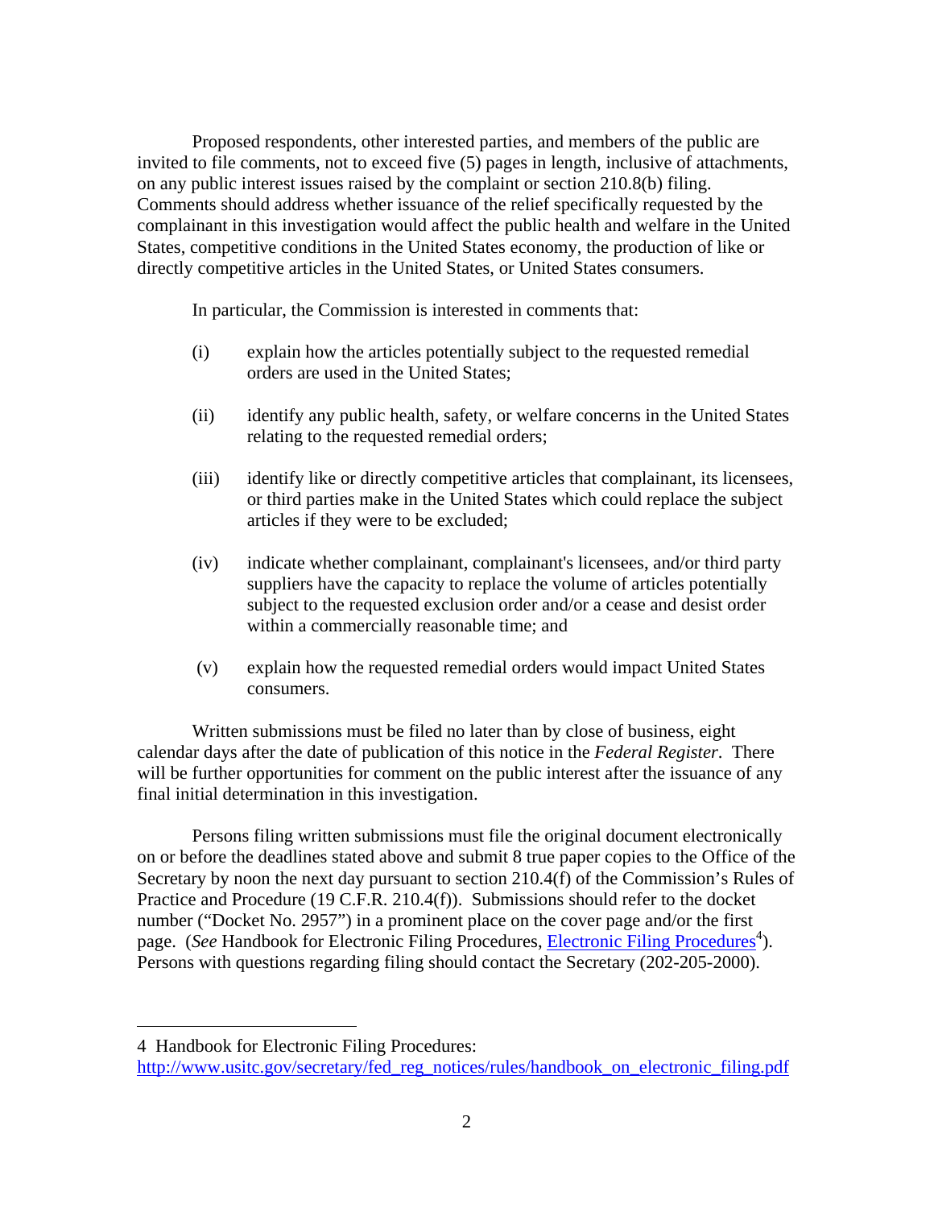Proposed respondents, other interested parties, and members of the public are invited to file comments, not to exceed five (5) pages in length, inclusive of attachments, on any public interest issues raised by the complaint or section 210.8(b) filing. Comments should address whether issuance of the relief specifically requested by the complainant in this investigation would affect the public health and welfare in the United States, competitive conditions in the United States economy, the production of like or directly competitive articles in the United States, or United States consumers.

In particular, the Commission is interested in comments that:

(i) explain how the articles potentially subject to the requested remedial orders are used in the United States;

(ii) identify any public health, safety, or welfare concerns in the United States relating to the requested remedial orders;

(iii) identify like or directly competitive articles that complainant, its licensees, or third parties make in the United States which could replace the subject articles if they were to be excluded;

(iv) indicate whether complainant, complainant's licensees, and/or third party suppliers have the capacity to replace the volume of articles potentially subject to the requested exclusion order and/or a cease and desist order within a commercially reasonable time; and

(v) explain how the requested remedial orders would impact United States consumers.

Written submissions must be filed no later than by close of business, eight calendar days after the date of publication of this notice in the *Federal Register*. There will be further opportunities for comment on the public interest after the issuance of any final initial determination in this investigation.

Persons filing written submissions must file the original document electronically on or before the deadlines stated above and submit 8 true paper copies to the Office of the Secretary by noon the next day pursuant to section 210.4(f) of the Commission's Rules of Practice and Procedure (19 C.F.R. 210.4(f)). Submissions should refer to the docket number ("Docket No. 2957") in a prominent place on the cover page and/or the first page. (*See* Handbook for Electronic Filing Procedures, Electronic Filing Procedures[4]). Persons with questions regarding filing should contact the Secretary (202-205-2000).

---

4 Handbook for Electronic Filing Procedures: http://www.usitc.gov/secretary/fed_reg_notices/rules/handbook_on_electronic_filing.pdf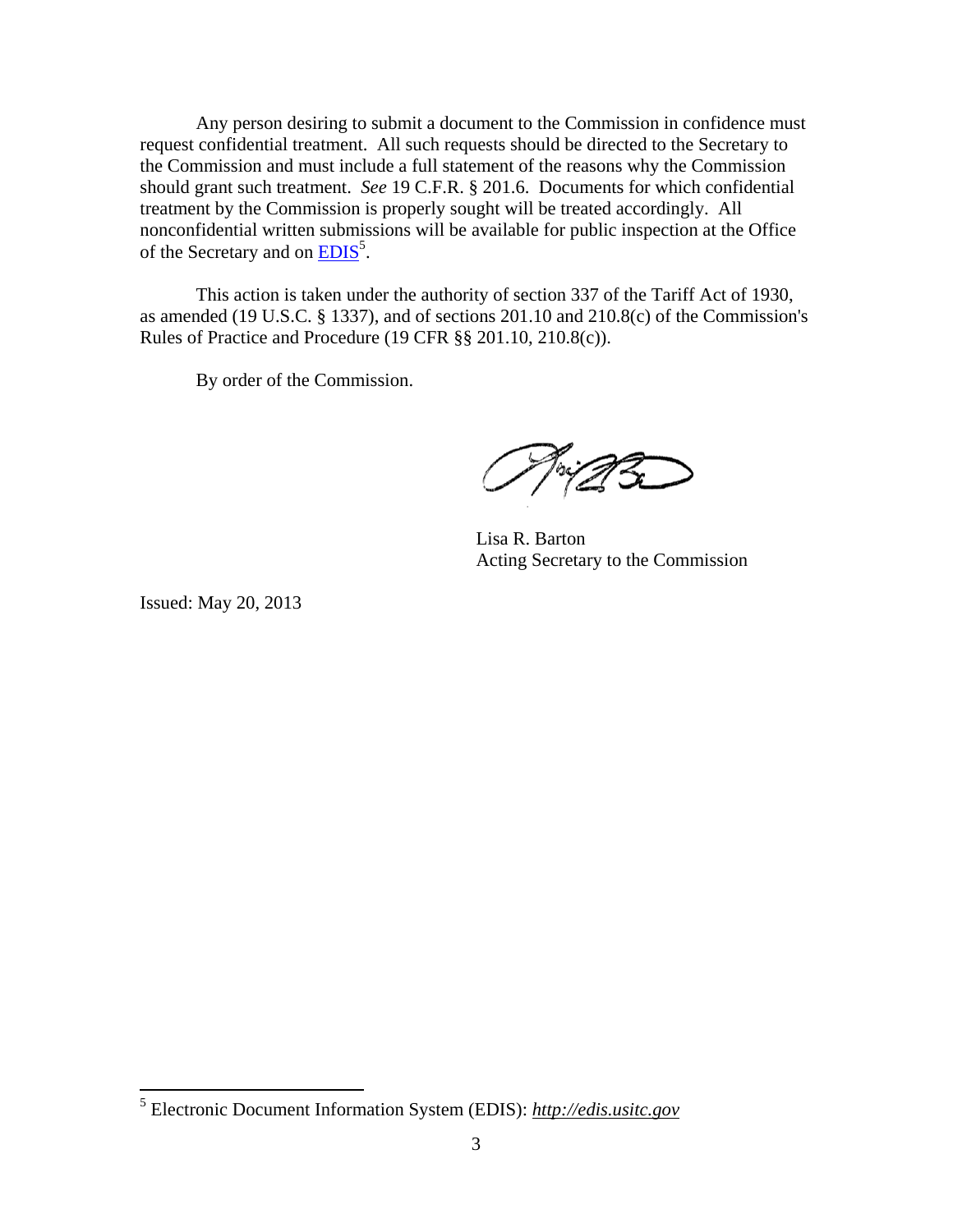Any person desiring to submit a document to the Commission in confidence must request confidential treatment. All such requests should be directed to the Secretary to the Commission and must include a full statement of the reasons why the Commission should grant such treatment. *See* 19 C.F.R. § 201.6. Documents for which confidential treatment by the Commission is properly sought will be treated accordingly. All nonconfidential written submissions will be available for public inspection at the Office of the Secretary and on EDIS[5].

This action is taken under the authority of section 337 of the Tariff Act of 1930, as amended (19 U.S.C. § 1337), and of sections 201.10 and 210.8(c) of the Commission's Rules of Practice and Procedure (19 CFR §§ 201.10, 210.8(c)).

By order of the Commission.

Lisa R. Barton
Acting Secretary to the Commission

Issued: May 20, 2013

---

[5] Electronic Document Information System (EDIS): *http://edis.usitc.gov*